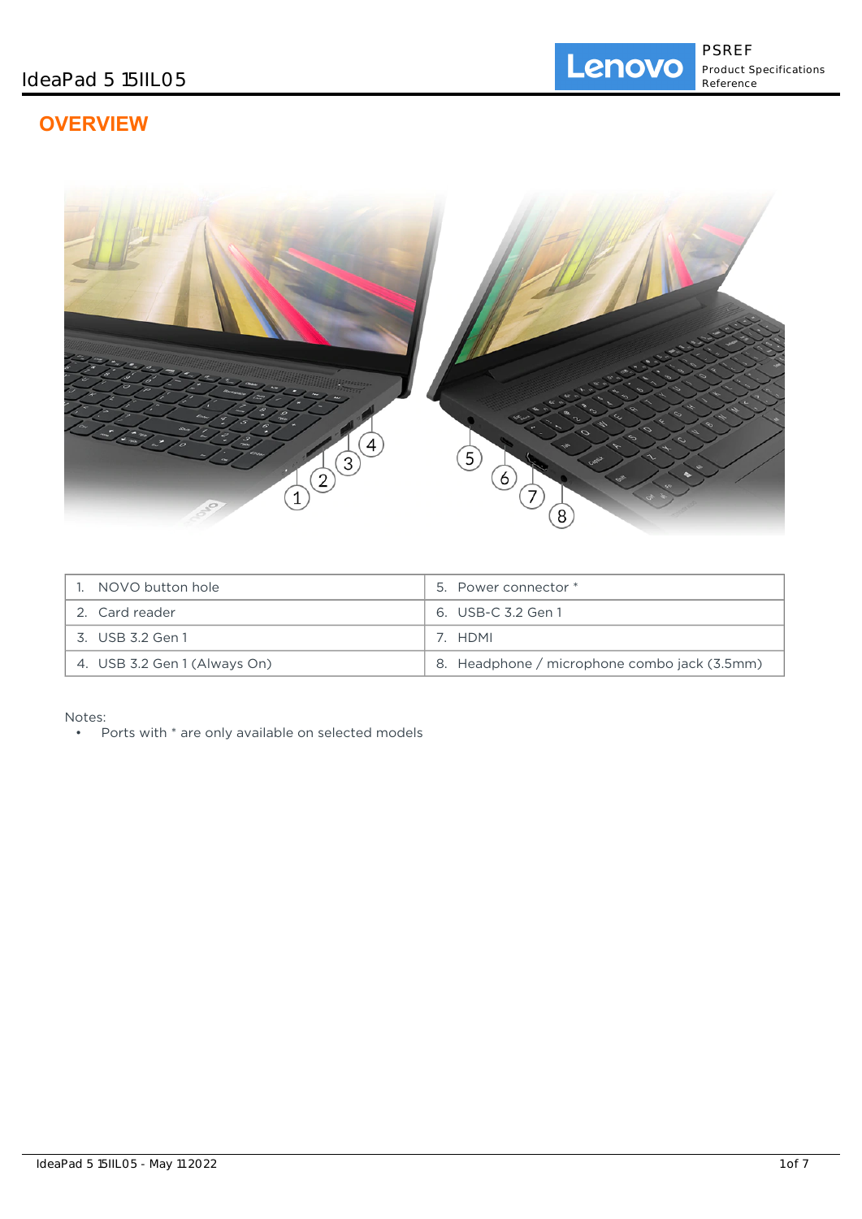# IdeaPad 5 15IIL05

## OVERVIEW

| | |
|---|---|
| 1. NOVO button hole | 5. Power connector * |
| 2. Card reader | 6. USB-C 3.2 Gen 1 |
| 3. USB 3.2 Gen 1 | 7. HDMI |
| 4. USB 3.2 Gen 1 (Always On) | 8. Headphone / microphone combo jack (3.5mm) |

Notes:

- Ports with * are only available on selected models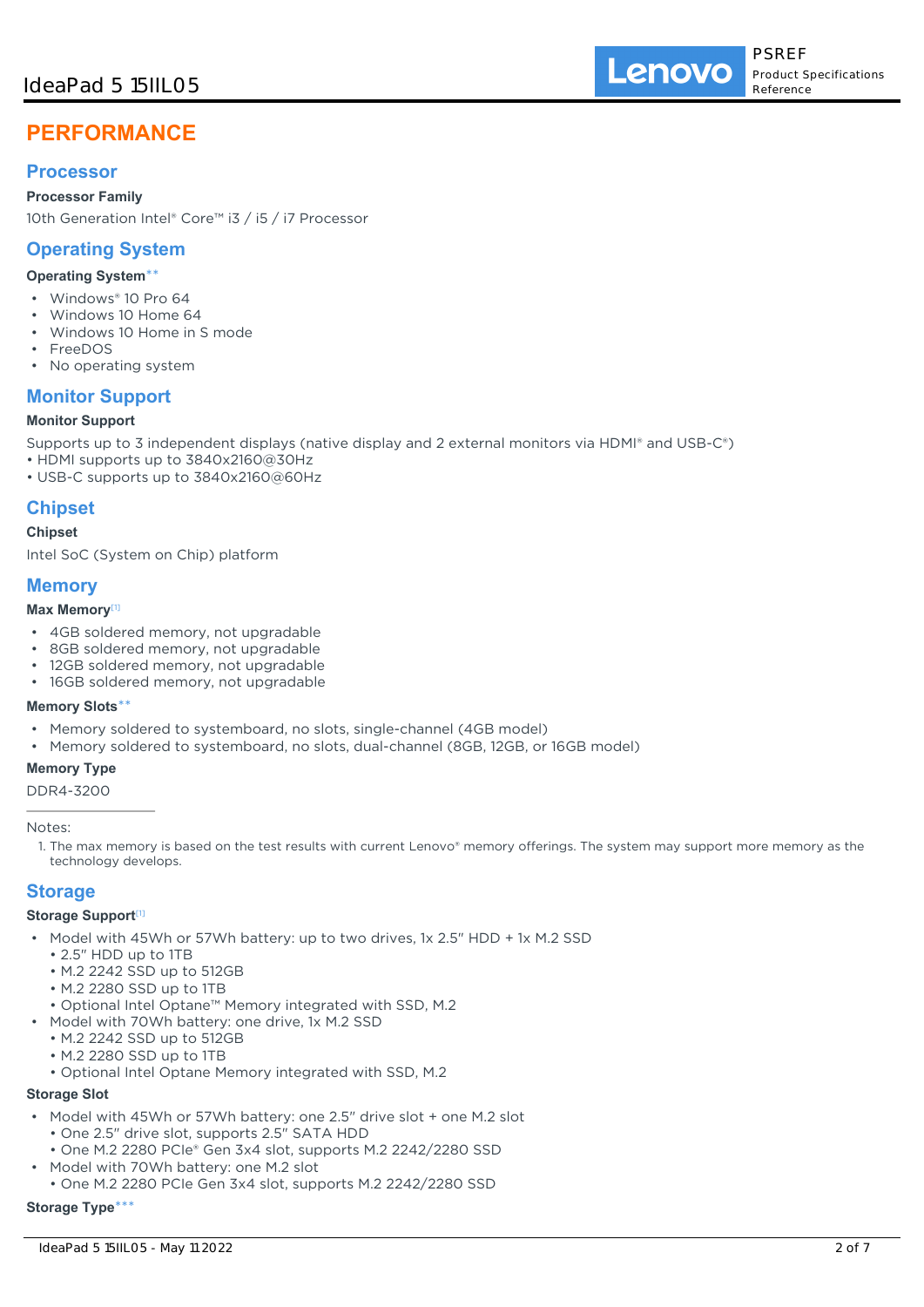# PERFORMANCE

## Processor

### Processor Family

10th Generation Intel® Core™ i3 / i5 / i7 Processor

## Operating System

### Operating System**

- Windows® 10 Pro 64
- Windows 10 Home 64
- Windows 10 Home in S mode
- FreeDOS
- No operating system

## Monitor Support

### Monitor Support

Supports up to 3 independent displays (native display and 2 external monitors via HDMI® and USB-C®)
• HDMI supports up to 3840x2160@30Hz
• USB-C supports up to 3840x2160@60Hz

## Chipset

### Chipset

Intel SoC (System on Chip) platform

## Memory

### Max Memory[1]

- 4GB soldered memory, not upgradable
- 8GB soldered memory, not upgradable
- 12GB soldered memory, not upgradable
- 16GB soldered memory, not upgradable

### Memory Slots**

- Memory soldered to systemboard, no slots, single-channel (4GB model)
- Memory soldered to systemboard, no slots, dual-channel (8GB, 12GB, or 16GB model)

### Memory Type

DDR4-3200

Notes:

1. The max memory is based on the test results with current Lenovo® memory offerings. The system may support more memory as the technology develops.

## Storage

### Storage Support[1]

- Model with 45Wh or 57Wh battery: up to two drives, 1x 2.5" HDD + 1x M.2 SSD
  - 2.5" HDD up to 1TB
  - M.2 2242 SSD up to 512GB
  - M.2 2280 SSD up to 1TB
  - Optional Intel Optane™ Memory integrated with SSD, M.2
- Model with 70Wh battery: one drive, 1x M.2 SSD
  - M.2 2242 SSD up to 512GB
  - M.2 2280 SSD up to 1TB
  - Optional Intel Optane Memory integrated with SSD, M.2

### Storage Slot

- Model with 45Wh or 57Wh battery: one 2.5" drive slot + one M.2 slot
  - One 2.5" drive slot, supports 2.5" SATA HDD
  - One M.2 2280 PCIe® Gen 3x4 slot, supports M.2 2242/2280 SSD
- Model with 70Wh battery: one M.2 slot
  - One M.2 2280 PCIe Gen 3x4 slot, supports M.2 2242/2280 SSD

### Storage Type***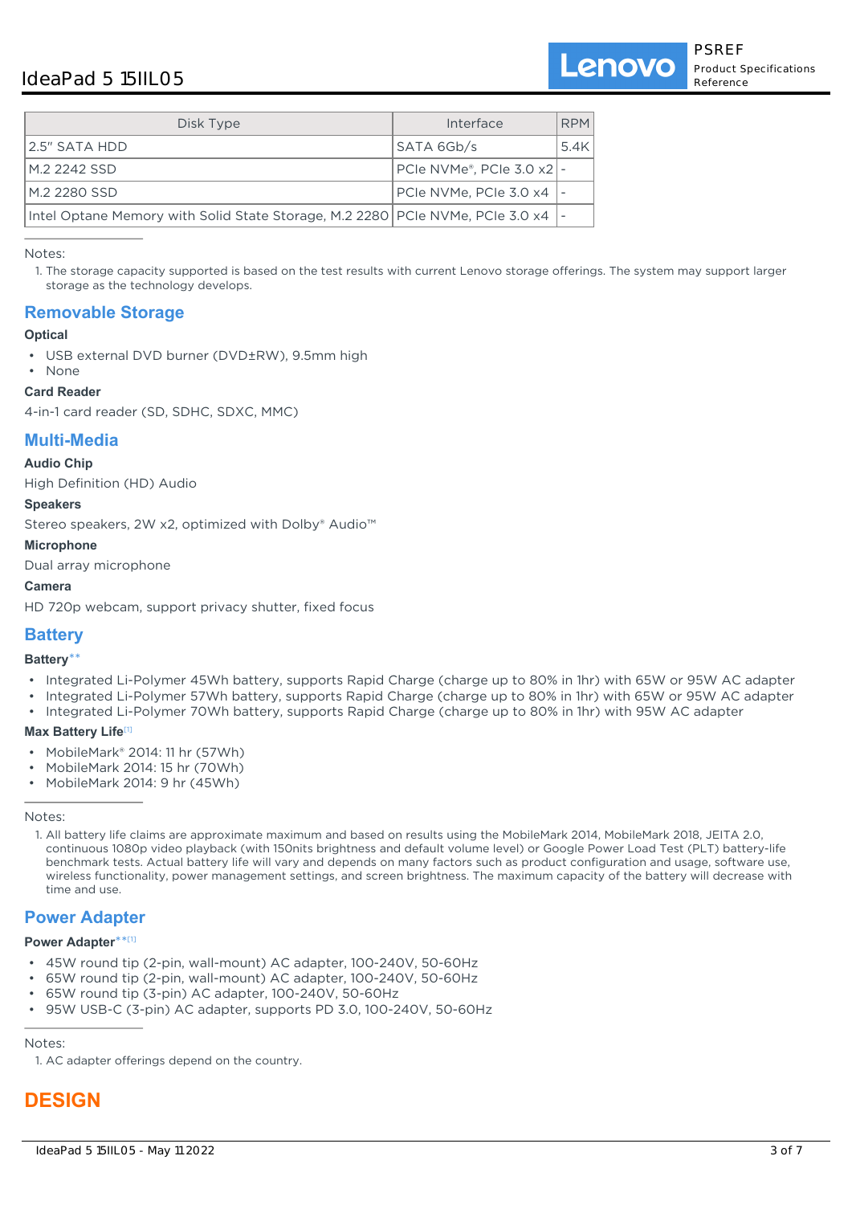| Disk Type | Interface | RPM |
| --- | --- | --- |
| 2.5" SATA HDD | SATA 6Gb/s | 5.4K |
| M.2 2242 SSD | PCIe NVMe®, PCIe 3.0 x2 | - |
| M.2 2280 SSD | PCIe NVMe, PCIe 3.0 x4 | - |
| Intel Optane Memory with Solid State Storage, M.2 2280 | PCIe NVMe, PCIe 3.0 x4 | - |

Notes:

1. The storage capacity supported is based on the test results with current Lenovo storage offerings. The system may support larger storage as the technology develops.

## Removable Storage

**Optical**

- USB external DVD burner (DVD±RW), 9.5mm high
- None

**Card Reader**

4-in-1 card reader (SD, SDHC, SDXC, MMC)

## Multi-Media

**Audio Chip**

High Definition (HD) Audio

**Speakers**

Stereo speakers, 2W x2, optimized with Dolby® Audio™

**Microphone**

Dual array microphone

**Camera**

HD 720p webcam, support privacy shutter, fixed focus

## Battery

**Battery****

- Integrated Li-Polymer 45Wh battery, supports Rapid Charge (charge up to 80% in 1hr) with 65W or 95W AC adapter
- Integrated Li-Polymer 57Wh battery, supports Rapid Charge (charge up to 80% in 1hr) with 65W or 95W AC adapter
- Integrated Li-Polymer 70Wh battery, supports Rapid Charge (charge up to 80% in 1hr) with 95W AC adapter

**Max Battery Life**[1]

- MobileMark® 2014: 11 hr (57Wh)
- MobileMark 2014: 15 hr (70Wh)
- MobileMark 2014: 9 hr (45Wh)

Notes:

1. All battery life claims are approximate maximum and based on results using the MobileMark 2014, MobileMark 2018, JEITA 2.0, continuous 1080p video playback (with 150nits brightness and default volume level) or Google Power Load Test (PLT) battery-life benchmark tests. Actual battery life will vary and depends on many factors such as product configuration and usage, software use, wireless functionality, power management settings, and screen brightness. The maximum capacity of the battery will decrease with time and use.

## Power Adapter

**Power Adapter****[1]

- 45W round tip (2-pin, wall-mount) AC adapter, 100-240V, 50-60Hz
- 65W round tip (2-pin, wall-mount) AC adapter, 100-240V, 50-60Hz
- 65W round tip (3-pin) AC adapter, 100-240V, 50-60Hz
- 95W USB-C (3-pin) AC adapter, supports PD 3.0, 100-240V, 50-60Hz

Notes:

1. AC adapter offerings depend on the country.

# DESIGN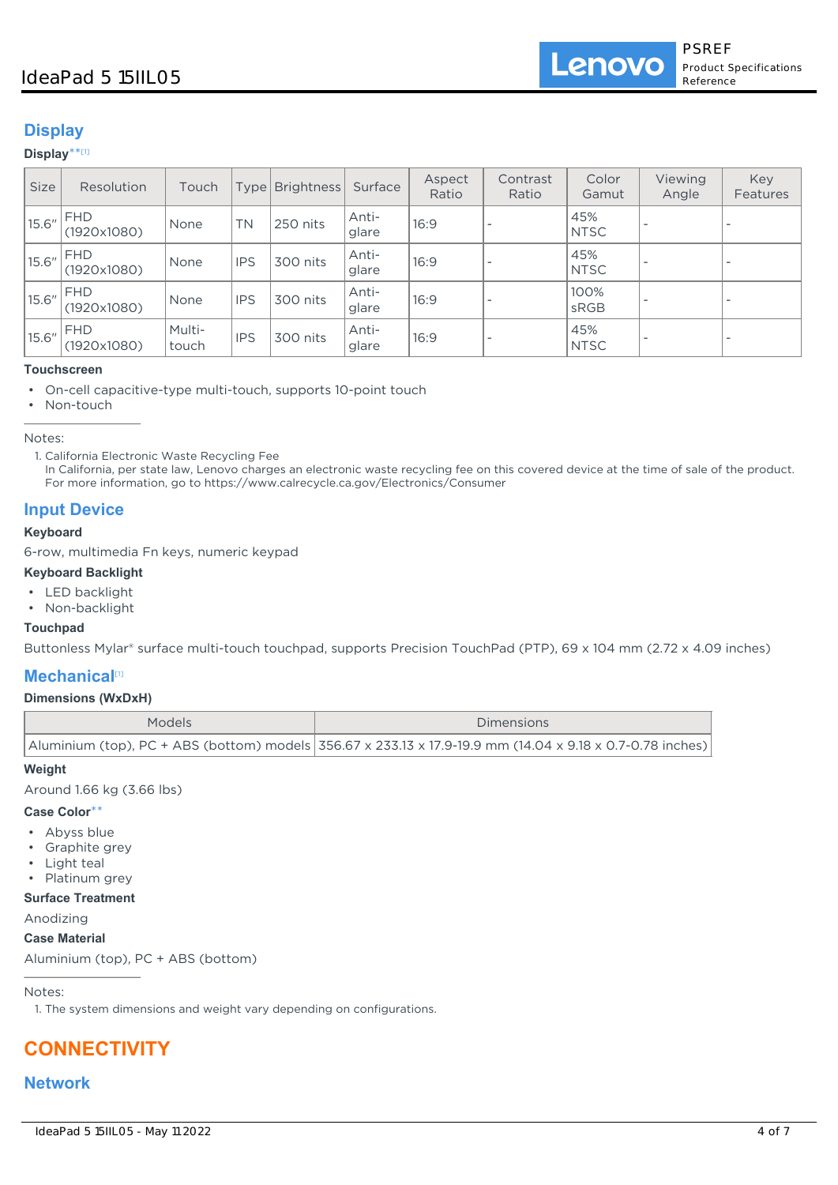## Display

**Display**** [1]

| Size | Resolution | Touch | Type | Brightness | Surface | Aspect Ratio | Contrast Ratio | Color Gamut | Viewing Angle | Key Features |
|---|---|---|---|---|---|---|---|---|---|---|
| 15.6" | FHD (1920x1080) | None | TN | 250 nits | Anti-glare | 16:9 | - | 45% NTSC | - | - |
| 15.6" | FHD (1920x1080) | None | IPS | 300 nits | Anti-glare | 16:9 | - | 45% NTSC | - | - |
| 15.6" | FHD (1920x1080) | None | IPS | 300 nits | Anti-glare | 16:9 | - | 100% sRGB | - | - |
| 15.6" | FHD (1920x1080) | Multi-touch | IPS | 300 nits | Anti-glare | 16:9 | - | 45% NTSC | - | - |

**Touchscreen**

- On-cell capacitive-type multi-touch, supports 10-point touch
- Non-touch

Notes:

1. California Electronic Waste Recycling Fee
   In California, per state law, Lenovo charges an electronic waste recycling fee on this covered device at the time of sale of the product. For more information, go to https://www.calrecycle.ca.gov/Electronics/Consumer

## Input Device

**Keyboard**

6-row, multimedia Fn keys, numeric keypad

**Keyboard Backlight**

- LED backlight
- Non-backlight

**Touchpad**

Buttonless Mylar® surface multi-touch touchpad, supports Precision TouchPad (PTP), 69 x 104 mm (2.72 x 4.09 inches)

## Mechanical[1]

**Dimensions (WxDxH)**

| Models | Dimensions |
|---|---|
| Aluminium (top), PC + ABS (bottom) models | 356.67 x 233.13 x 17.9-19.9 mm (14.04 x 9.18 x 0.7-0.78 inches) |

**Weight**

Around 1.66 kg (3.66 lbs)

**Case Color****

- Abyss blue
- Graphite grey
- Light teal
- Platinum grey

**Surface Treatment**

Anodizing

**Case Material**

Aluminium (top), PC + ABS (bottom)

Notes:

1. The system dimensions and weight vary depending on configurations.

# CONNECTIVITY

## Network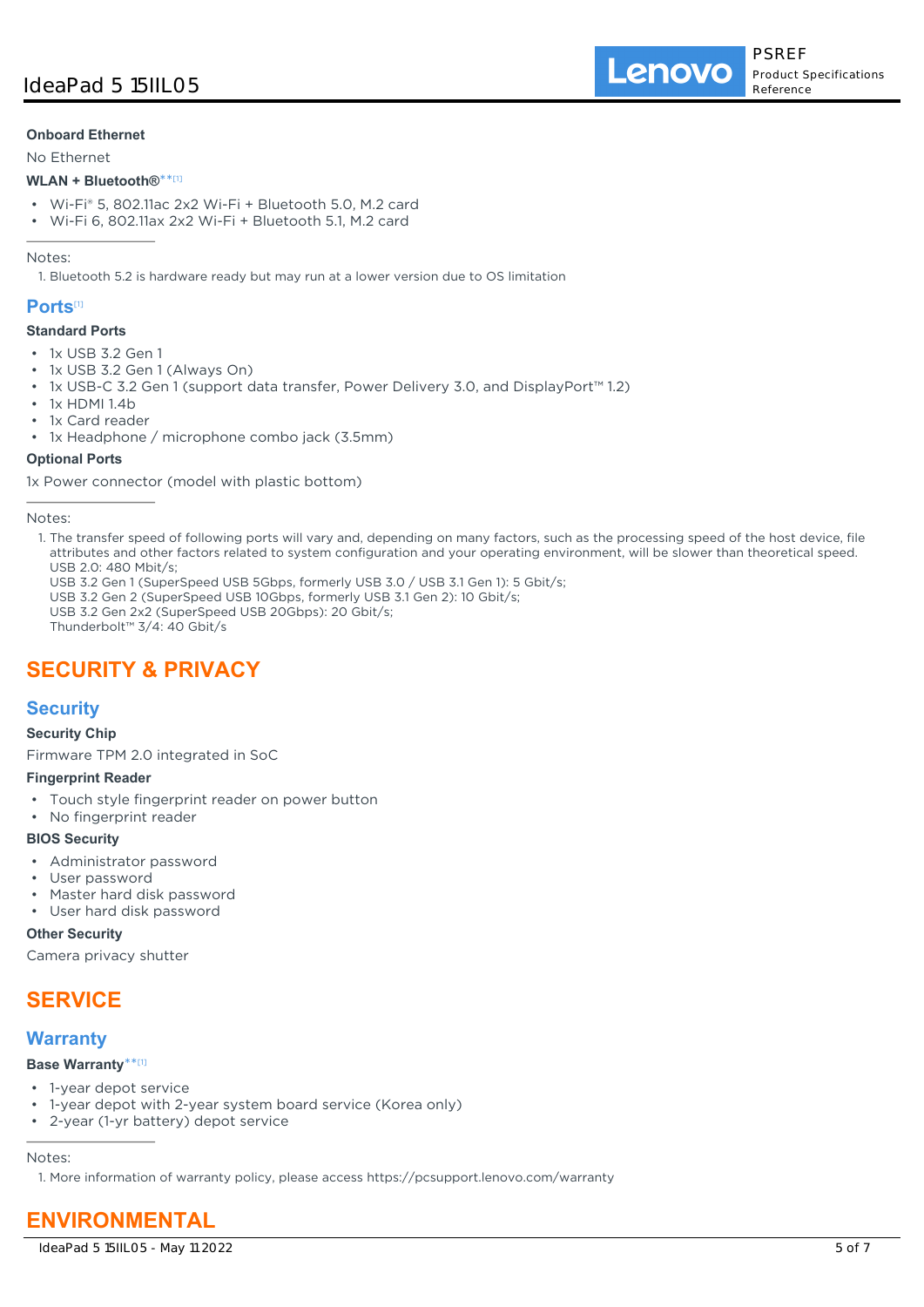**Onboard Ethernet**

No Ethernet

**WLAN + Bluetooth®**[**][1]

- Wi-Fi® 5, 802.11ac 2x2 Wi-Fi + Bluetooth 5.0, M.2 card
- Wi-Fi 6, 802.11ax 2x2 Wi-Fi + Bluetooth 5.1, M.2 card

---

Notes:

1. Bluetooth 5.2 is hardware ready but may run at a lower version due to OS limitation

## Ports[1]

**Standard Ports**

- 1x USB 3.2 Gen 1
- 1x USB 3.2 Gen 1 (Always On)
- 1x USB-C 3.2 Gen 1 (support data transfer, Power Delivery 3.0, and DisplayPort™ 1.2)
- 1x HDMI 1.4b
- 1x Card reader
- 1x Headphone / microphone combo jack (3.5mm)

**Optional Ports**

1x Power connector (model with plastic bottom)

---

Notes:

1. The transfer speed of following ports will vary and, depending on many factors, such as the processing speed of the host device, file attributes and other factors related to system configuration and your operating environment, will be slower than theoretical speed.
   USB 2.0: 480 Mbit/s;
   USB 3.2 Gen 1 (SuperSpeed USB 5Gbps, formerly USB 3.0 / USB 3.1 Gen 1): 5 Gbit/s;
   USB 3.2 Gen 2 (SuperSpeed USB 10Gbps, formerly USB 3.1 Gen 2): 10 Gbit/s;
   USB 3.2 Gen 2x2 (SuperSpeed USB 20Gbps): 20 Gbit/s;
   Thunderbolt™ 3/4: 40 Gbit/s

# SECURITY & PRIVACY

## Security

**Security Chip**

Firmware TPM 2.0 integrated in SoC

**Fingerprint Reader**

- Touch style fingerprint reader on power button
- No fingerprint reader

**BIOS Security**

- Administrator password
- User password
- Master hard disk password
- User hard disk password

**Other Security**

Camera privacy shutter

# SERVICE

## Warranty

**Base Warranty**[**][1]

- 1-year depot service
- 1-year depot with 2-year system board service (Korea only)
- 2-year (1-yr battery) depot service

---

Notes:

1. More information of warranty policy, please access https://pcsupport.lenovo.com/warranty

# ENVIRONMENTAL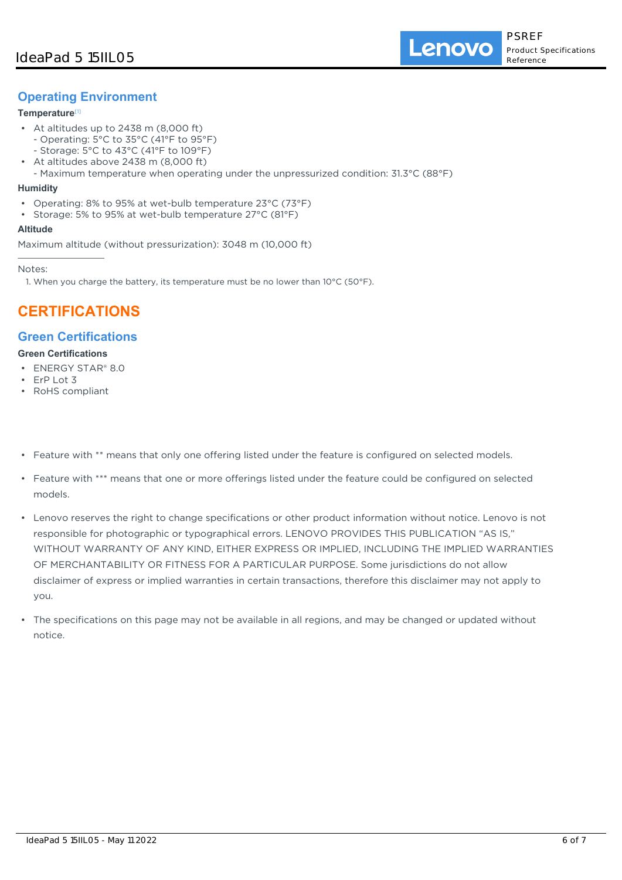## Operating Environment

**Temperature**[1]

- At altitudes up to 2438 m (8,000 ft)
  - Operating: 5°C to 35°C (41°F to 95°F)
  - Storage: 5°C to 43°C (41°F to 109°F)
- At altitudes above 2438 m (8,000 ft)
  - Maximum temperature when operating under the unpressurized condition: 31.3°C (88°F)

**Humidity**

- Operating: 8% to 95% at wet-bulb temperature 23°C (73°F)
- Storage: 5% to 95% at wet-bulb temperature 27°C (81°F)

**Altitude**

Maximum altitude (without pressurization): 3048 m (10,000 ft)

---

Notes:

1. When you charge the battery, its temperature must be no lower than 10°C (50°F).

# CERTIFICATIONS

## Green Certifications

**Green Certifications**

- ENERGY STAR® 8.0
- ErP Lot 3
- RoHS compliant

- Feature with ** means that only one offering listed under the feature is configured on selected models.
- Feature with *** means that one or more offerings listed under the feature could be configured on selected models.
- Lenovo reserves the right to change specifications or other product information without notice. Lenovo is not responsible for photographic or typographical errors. LENOVO PROVIDES THIS PUBLICATION "AS IS," WITHOUT WARRANTY OF ANY KIND, EITHER EXPRESS OR IMPLIED, INCLUDING THE IMPLIED WARRANTIES OF MERCHANTABILITY OR FITNESS FOR A PARTICULAR PURPOSE. Some jurisdictions do not allow disclaimer of express or implied warranties in certain transactions, therefore this disclaimer may not apply to you.
- The specifications on this page may not be available in all regions, and may be changed or updated without notice.